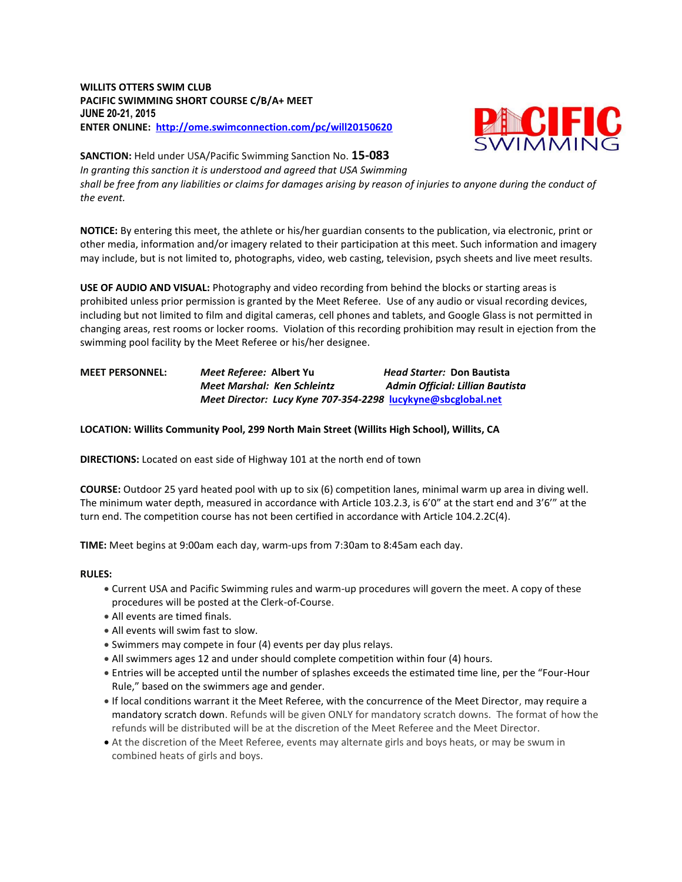**WILLITS OTTERS SWIM CLUB**
**PACIFIC SWIMMING SHORT COURSE C/B/A+ MEET**
**JUNE 20-21, 2015**
**ENTER ONLINE: [http://ome.swimconnection.com/pc/will20150620](http://ome.swimconnection.com/pc/will20150620)**

**SANCTION:** Held under USA/Pacific Swimming Sanction No. **15-083**
*In granting this sanction it is understood and agreed that USA Swimming shall be free from any liabilities or claims for damages arising by reason of injuries to anyone during the conduct of the event.*

**NOTICE:** By entering this meet, the athlete or his/her guardian consents to the publication, via electronic, print or other media, information and/or imagery related to their participation at this meet. Such information and imagery may include, but is not limited to, photographs, video, web casting, television, psych sheets and live meet results.

**USE OF AUDIO AND VISUAL:** Photography and video recording from behind the blocks or starting areas is prohibited unless prior permission is granted by the Meet Referee. Use of any audio or visual recording devices, including but not limited to film and digital cameras, cell phones and tablets, and Google Glass is not permitted in changing areas, rest rooms or locker rooms. Violation of this recording prohibition may result in ejection from the swimming pool facility by the Meet Referee or his/her designee.

**MEET PERSONNEL:**
*Meet Referee:* **Albert Yu** — *Head Starter:* **Don Bautista**
*Meet Marshal: Ken Schleintz* — *Admin Official: Lillian Bautista*
*Meet Director: Lucy Kyne 707-354-2298* [lucykyne@sbcglobal.net](mailto:lucykyne@sbcglobal.net)

**LOCATION: Willits Community Pool, 299 North Main Street (Willits High School), Willits, CA**

**DIRECTIONS:** Located on east side of Highway 101 at the north end of town

**COURSE:** Outdoor 25 yard heated pool with up to six (6) competition lanes, minimal warm up area in diving well. The minimum water depth, measured in accordance with Article 103.2.3, is 6'0" at the start end and 3'6'" at the turn end. The competition course has not been certified in accordance with Article 104.2.2C(4).

**TIME:** Meet begins at 9:00am each day, warm-ups from 7:30am to 8:45am each day.

**RULES:**

- Current USA and Pacific Swimming rules and warm-up procedures will govern the meet. A copy of these procedures will be posted at the Clerk-of-Course.
- All events are timed finals.
- All events will swim fast to slow.
- Swimmers may compete in four (4) events per day plus relays.
- All swimmers ages 12 and under should complete competition within four (4) hours.
- Entries will be accepted until the number of splashes exceeds the estimated time line, per the "Four-Hour Rule," based on the swimmers age and gender.
- If local conditions warrant it the Meet Referee, with the concurrence of the Meet Director, may require a mandatory scratch down. Refunds will be given ONLY for mandatory scratch downs. The format of how the refunds will be distributed will be at the discretion of the Meet Referee and the Meet Director.
- At the discretion of the Meet Referee, events may alternate girls and boys heats, or may be swum in combined heats of girls and boys.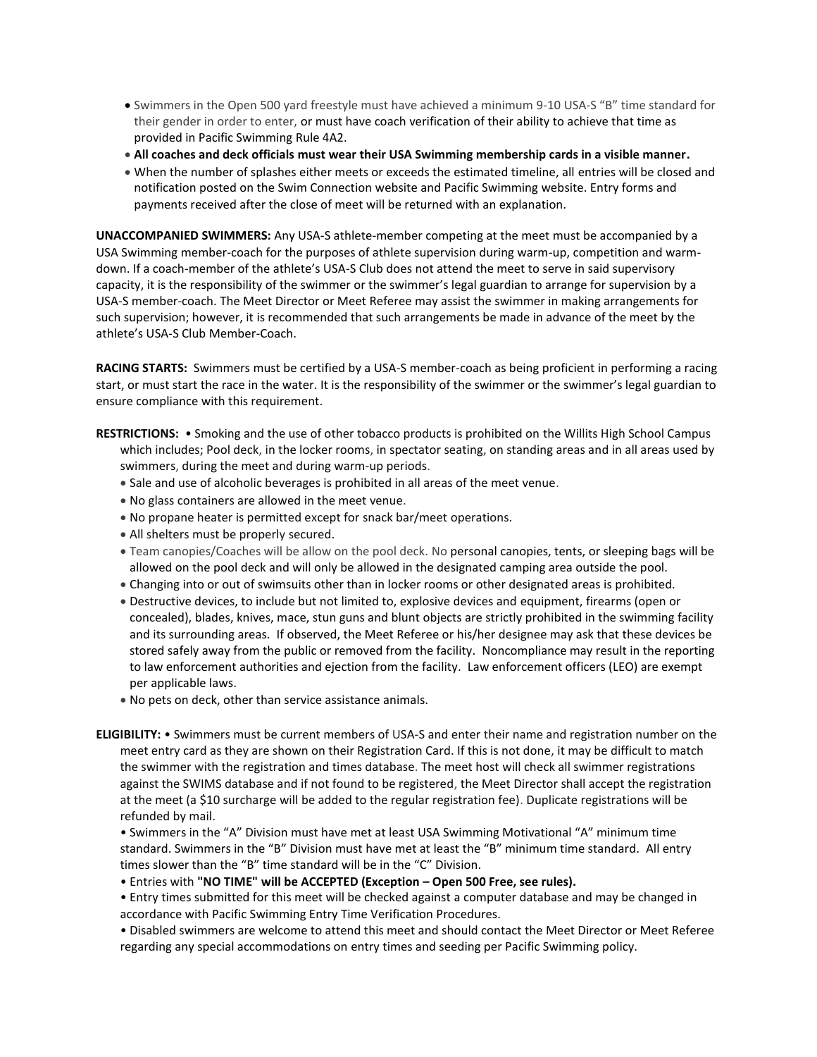- Swimmers in the Open 500 yard freestyle must have achieved a minimum 9-10 USA-S "B" time standard for their gender in order to enter, or must have coach verification of their ability to achieve that time as provided in Pacific Swimming Rule 4A2.
- **All coaches and deck officials must wear their USA Swimming membership cards in a visible manner.**
- When the number of splashes either meets or exceeds the estimated timeline, all entries will be closed and notification posted on the Swim Connection website and Pacific Swimming website. Entry forms and payments received after the close of meet will be returned with an explanation.

**UNACCOMPANIED SWIMMERS:** Any USA-S athlete-member competing at the meet must be accompanied by a USA Swimming member-coach for the purposes of athlete supervision during warm-up, competition and warm-down. If a coach-member of the athlete's USA-S Club does not attend the meet to serve in said supervisory capacity, it is the responsibility of the swimmer or the swimmer's legal guardian to arrange for supervision by a USA-S member-coach. The Meet Director or Meet Referee may assist the swimmer in making arrangements for such supervision; however, it is recommended that such arrangements be made in advance of the meet by the athlete's USA-S Club Member-Coach.

**RACING STARTS:** Swimmers must be certified by a USA-S member-coach as being proficient in performing a racing start, or must start the race in the water. It is the responsibility of the swimmer or the swimmer's legal guardian to ensure compliance with this requirement.

**RESTRICTIONS:** • Smoking and the use of other tobacco products is prohibited on the Willits High School Campus which includes; Pool deck, in the locker rooms, in spectator seating, on standing areas and in all areas used by swimmers, during the meet and during warm-up periods.

- Sale and use of alcoholic beverages is prohibited in all areas of the meet venue.
- No glass containers are allowed in the meet venue.
- No propane heater is permitted except for snack bar/meet operations.
- All shelters must be properly secured.
- Team canopies/Coaches will be allow on the pool deck. No personal canopies, tents, or sleeping bags will be allowed on the pool deck and will only be allowed in the designated camping area outside the pool.
- Changing into or out of swimsuits other than in locker rooms or other designated areas is prohibited.
- Destructive devices, to include but not limited to, explosive devices and equipment, firearms (open or concealed), blades, knives, mace, stun guns and blunt objects are strictly prohibited in the swimming facility and its surrounding areas. If observed, the Meet Referee or his/her designee may ask that these devices be stored safely away from the public or removed from the facility. Noncompliance may result in the reporting to law enforcement authorities and ejection from the facility. Law enforcement officers (LEO) are exempt per applicable laws.
- No pets on deck, other than service assistance animals.

**ELIGIBILITY:** • Swimmers must be current members of USA-S and enter their name and registration number on the meet entry card as they are shown on their Registration Card. If this is not done, it may be difficult to match the swimmer with the registration and times database. The meet host will check all swimmer registrations against the SWIMS database and if not found to be registered, the Meet Director shall accept the registration at the meet (a $10 surcharge will be added to the regular registration fee). Duplicate registrations will be refunded by mail.

- Swimmers in the "A" Division must have met at least USA Swimming Motivational "A" minimum time standard. Swimmers in the "B" Division must have met at least the "B" minimum time standard. All entry times slower than the "B" time standard will be in the "C" Division.
- Entries with **"NO TIME" will be ACCEPTED (Exception – Open 500 Free, see rules).**
- Entry times submitted for this meet will be checked against a computer database and may be changed in accordance with Pacific Swimming Entry Time Verification Procedures.
- Disabled swimmers are welcome to attend this meet and should contact the Meet Director or Meet Referee regarding any special accommodations on entry times and seeding per Pacific Swimming policy.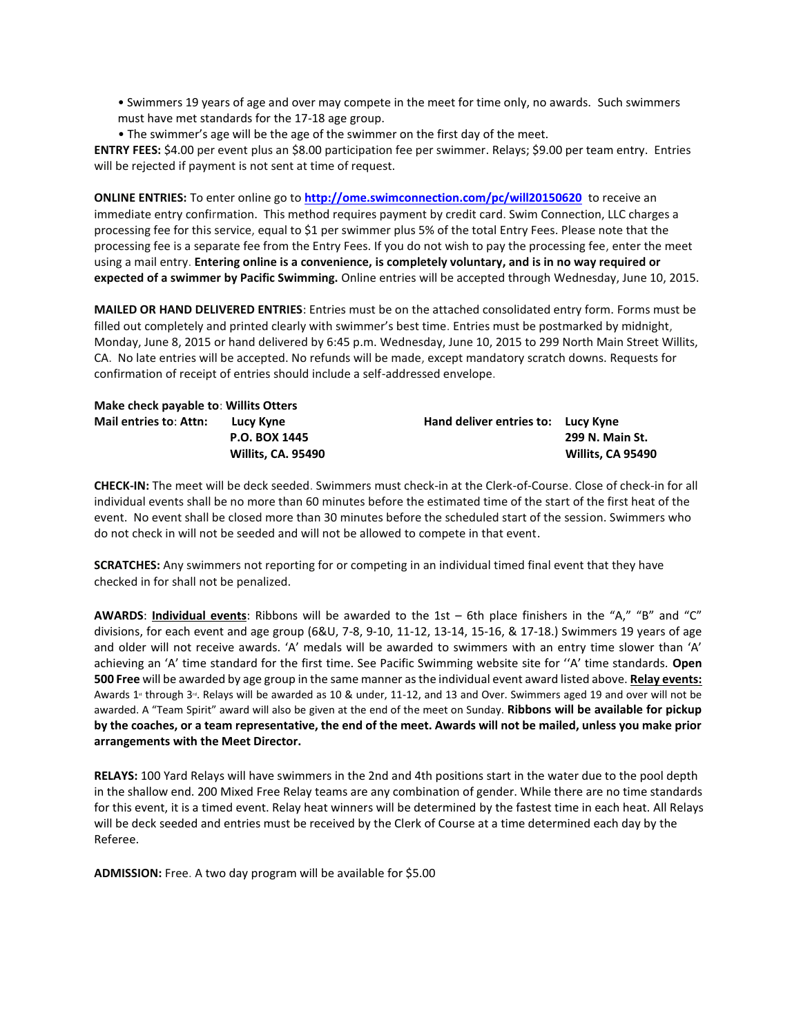- Swimmers 19 years of age and over may compete in the meet for time only, no awards. Such swimmers must have met standards for the 17-18 age group.
- The swimmer's age will be the age of the swimmer on the first day of the meet.

**ENTRY FEES:** $4.00 per event plus an $8.00 participation fee per swimmer. Relays; $9.00 per team entry. Entries will be rejected if payment is not sent at time of request.

**ONLINE ENTRIES:** To enter online go to **http://ome.swimconnection.com/pc/will20150620** to receive an immediate entry confirmation. This method requires payment by credit card. Swim Connection, LLC charges a processing fee for this service, equal to $1 per swimmer plus 5% of the total Entry Fees. Please note that the processing fee is a separate fee from the Entry Fees. If you do not wish to pay the processing fee, enter the meet using a mail entry. **Entering online is a convenience, is completely voluntary, and is in no way required or expected of a swimmer by Pacific Swimming.** Online entries will be accepted through Wednesday, June 10, 2015.

**MAILED OR HAND DELIVERED ENTRIES**: Entries must be on the attached consolidated entry form. Forms must be filled out completely and printed clearly with swimmer's best time. Entries must be postmarked by midnight, Monday, June 8, 2015 or hand delivered by 6:45 p.m. Wednesday, June 10, 2015 to 299 North Main Street Willits, CA. No late entries will be accepted. No refunds will be made, except mandatory scratch downs. Requests for confirmation of receipt of entries should include a self-addressed envelope.

**Make check payable to**: **Willits Otters**

**Mail entries to**: **Attn: Lucy Kyne**
**P.O. BOX 1445**
**Willits, CA. 95490**

**Hand deliver entries to: Lucy Kyne**
**299 N. Main St.**
**Willits, CA 95490**

**CHECK-IN:** The meet will be deck seeded. Swimmers must check-in at the Clerk-of-Course. Close of check-in for all individual events shall be no more than 60 minutes before the estimated time of the start of the first heat of the event. No event shall be closed more than 30 minutes before the scheduled start of the session. Swimmers who do not check in will not be seeded and will not be allowed to compete in that event.

**SCRATCHES:** Any swimmers not reporting for or competing in an individual timed final event that they have checked in for shall not be penalized.

**AWARDS**: **Individual events**: Ribbons will be awarded to the 1st – 6th place finishers in the "A," "B" and "C" divisions, for each event and age group (6&U, 7-8, 9-10, 11-12, 13-14, 15-16, & 17-18.) Swimmers 19 years of age and older will not receive awards. 'A' medals will be awarded to swimmers with an entry time slower than 'A' achieving an 'A' time standard for the first time. See Pacific Swimming website site for ''A' time standards. **Open 500 Free** will be awarded by age group in the same manner as the individual event award listed above. **Relay events:** Awards 1st through 3rd. Relays will be awarded as 10 & under, 11-12, and 13 and Over. Swimmers aged 19 and over will not be awarded. A "Team Spirit" award will also be given at the end of the meet on Sunday. **Ribbons will be available for pickup by the coaches, or a team representative, the end of the meet. Awards will not be mailed, unless you make prior arrangements with the Meet Director.**

**RELAYS:** 100 Yard Relays will have swimmers in the 2nd and 4th positions start in the water due to the pool depth in the shallow end. 200 Mixed Free Relay teams are any combination of gender. While there are no time standards for this event, it is a timed event. Relay heat winners will be determined by the fastest time in each heat. All Relays will be deck seeded and entries must be received by the Clerk of Course at a time determined each day by the Referee.

**ADMISSION:** Free. A two day program will be available for $5.00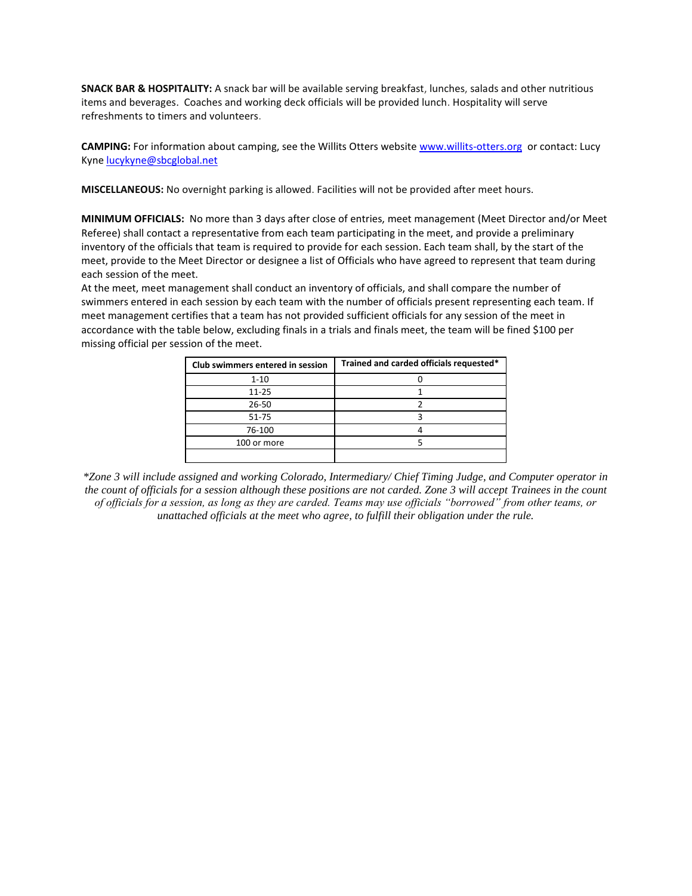**SNACK BAR & HOSPITALITY:** A snack bar will be available serving breakfast, lunches, salads and other nutritious items and beverages. Coaches and working deck officials will be provided lunch. Hospitality will serve refreshments to timers and volunteers.

**CAMPING:** For information about camping, see the Willits Otters website [www.willits-otters.org](http://www.willits-otters.org) or contact: Lucy Kyne [lucykyne@sbcglobal.net](mailto:lucykyne@sbcglobal.net)

**MISCELLANEOUS:** No overnight parking is allowed. Facilities will not be provided after meet hours.

**MINIMUM OFFICIALS:** No more than 3 days after close of entries, meet management (Meet Director and/or Meet Referee) shall contact a representative from each team participating in the meet, and provide a preliminary inventory of the officials that team is required to provide for each session. Each team shall, by the start of the meet, provide to the Meet Director or designee a list of Officials who have agreed to represent that team during each session of the meet.
At the meet, meet management shall conduct an inventory of officials, and shall compare the number of swimmers entered in each session by each team with the number of officials present representing each team. If meet management certifies that a team has not provided sufficient officials for any session of the meet in accordance with the table below, excluding finals in a trials and finals meet, the team will be fined $100 per missing official per session of the meet.

| Club swimmers entered in session | Trained and carded officials requested* |
|---|---|
| 1-10 | 0 |
| 11-25 | 1 |
| 26-50 | 2 |
| 51-75 | 3 |
| 76-100 | 4 |
| 100 or more | 5 |
| | |

*\*Zone 3 will include assigned and working Colorado, Intermediary/ Chief Timing Judge, and Computer operator in the count of officials for a session although these positions are not carded. Zone 3 will accept Trainees in the count of officials for a session, as long as they are carded. Teams may use officials "borrowed" from other teams, or unattached officials at the meet who agree, to fulfill their obligation under the rule.*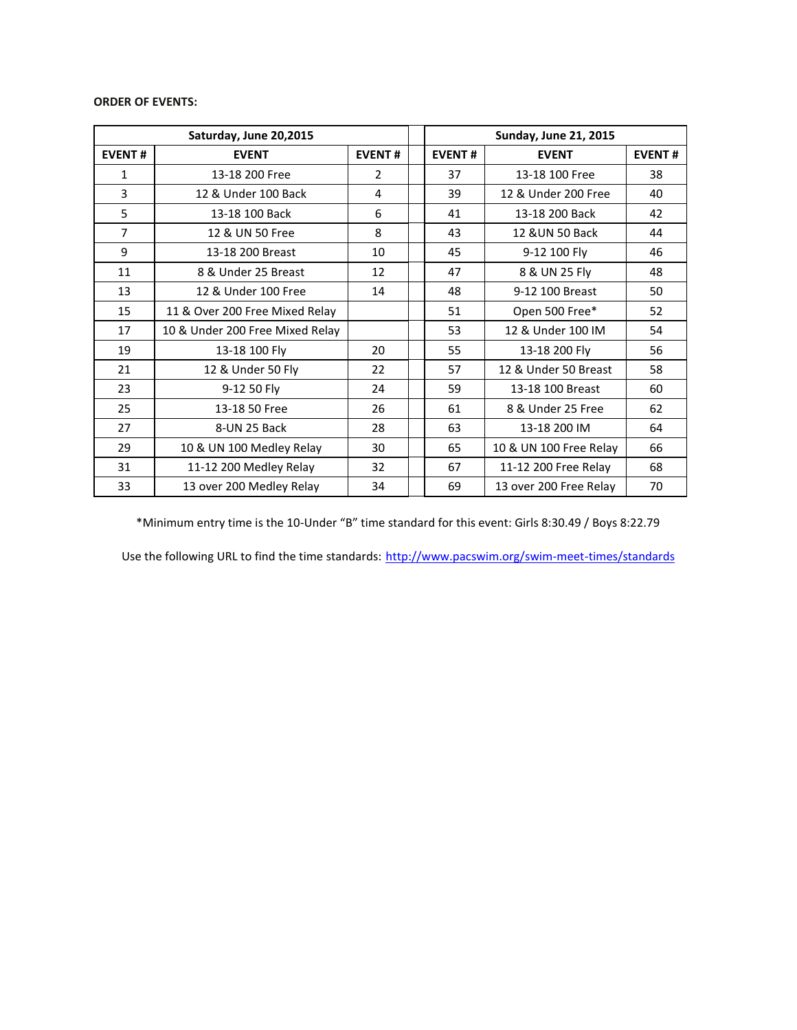**ORDER OF EVENTS:**

| Saturday, June 20,2015 | | | | Sunday, June 21, 2015 | | |
|---|---|---|---|---|---|---|
| **EVENT #** | **EVENT** | **EVENT #** | | **EVENT #** | **EVENT** | **EVENT #** |
| 1 | 13-18 200 Free | 2 | | 37 | 13-18 100 Free | 38 |
| 3 | 12 & Under 100 Back | 4 | | 39 | 12 & Under 200 Free | 40 |
| 5 | 13-18 100 Back | 6 | | 41 | 13-18 200 Back | 42 |
| 7 | 12 & UN 50 Free | 8 | | 43 | 12 &UN 50 Back | 44 |
| 9 | 13-18 200 Breast | 10 | | 45 | 9-12 100 Fly | 46 |
| 11 | 8 & Under 25 Breast | 12 | | 47 | 8 & UN 25 Fly | 48 |
| 13 | 12 & Under 100 Free | 14 | | 48 | 9-12 100 Breast | 50 |
| 15 | 11 & Over 200 Free Mixed Relay | | | 51 | Open 500 Free* | 52 |
| 17 | 10 & Under 200 Free Mixed Relay | | | 53 | 12 & Under 100 IM | 54 |
| 19 | 13-18 100 Fly | 20 | | 55 | 13-18 200 Fly | 56 |
| 21 | 12 & Under 50 Fly | 22 | | 57 | 12 & Under 50 Breast | 58 |
| 23 | 9-12 50 Fly | 24 | | 59 | 13-18 100 Breast | 60 |
| 25 | 13-18 50 Free | 26 | | 61 | 8 & Under 25 Free | 62 |
| 27 | 8-UN 25 Back | 28 | | 63 | 13-18 200 IM | 64 |
| 29 | 10 & UN 100 Medley Relay | 30 | | 65 | 10 & UN 100 Free Relay | 66 |
| 31 | 11-12 200 Medley Relay | 32 | | 67 | 11-12 200 Free Relay | 68 |
| 33 | 13 over 200 Medley Relay | 34 | | 69 | 13 over 200 Free Relay | 70 |

*Minimum entry time is the 10-Under "B" time standard for this event: Girls 8:30.49 / Boys 8:22.79

Use the following URL to find the time standards: http://www.pacswim.org/swim-meet-times/standards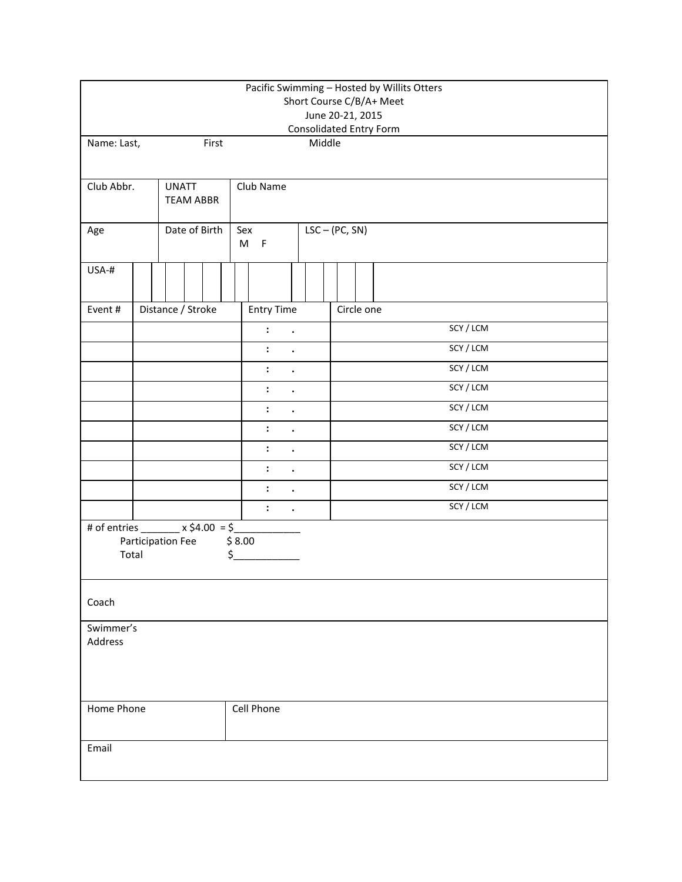Pacific Swimming – Hosted by Willits Otters
Short Course C/B/A+ Meet
June 20-21, 2015
Consolidated Entry Form

| | | | |
|---|---|---|---|
| Name: Last, First Middle | | | |
| Club Abbr. | UNATT TEAM ABBR | Club Name | |
| Age | Date of Birth | Sex M F | LSC – (PC, SN) |
| USA-# | | | |

| Event # | Distance / Stroke | Entry Time | Circle one |
|---|---|---|---|
| | | : . | SCY / LCM |
| | | : . | SCY / LCM |
| | | : . | SCY / LCM |
| | | : . | SCY / LCM |
| | | : . | SCY / LCM |
| | | : . | SCY / LCM |
| | | : . | SCY / LCM |
| | | : . | SCY / LCM |
| | | : . | SCY / LCM |
| | | : . | SCY / LCM |

# of entries _______ x $4.00 = $____________
Participation Fee $ 8.00
Total $____________

| | |
|---|---|
| Coach | |
| Swimmer's Address | |
| Home Phone | Cell Phone |
| Email | |